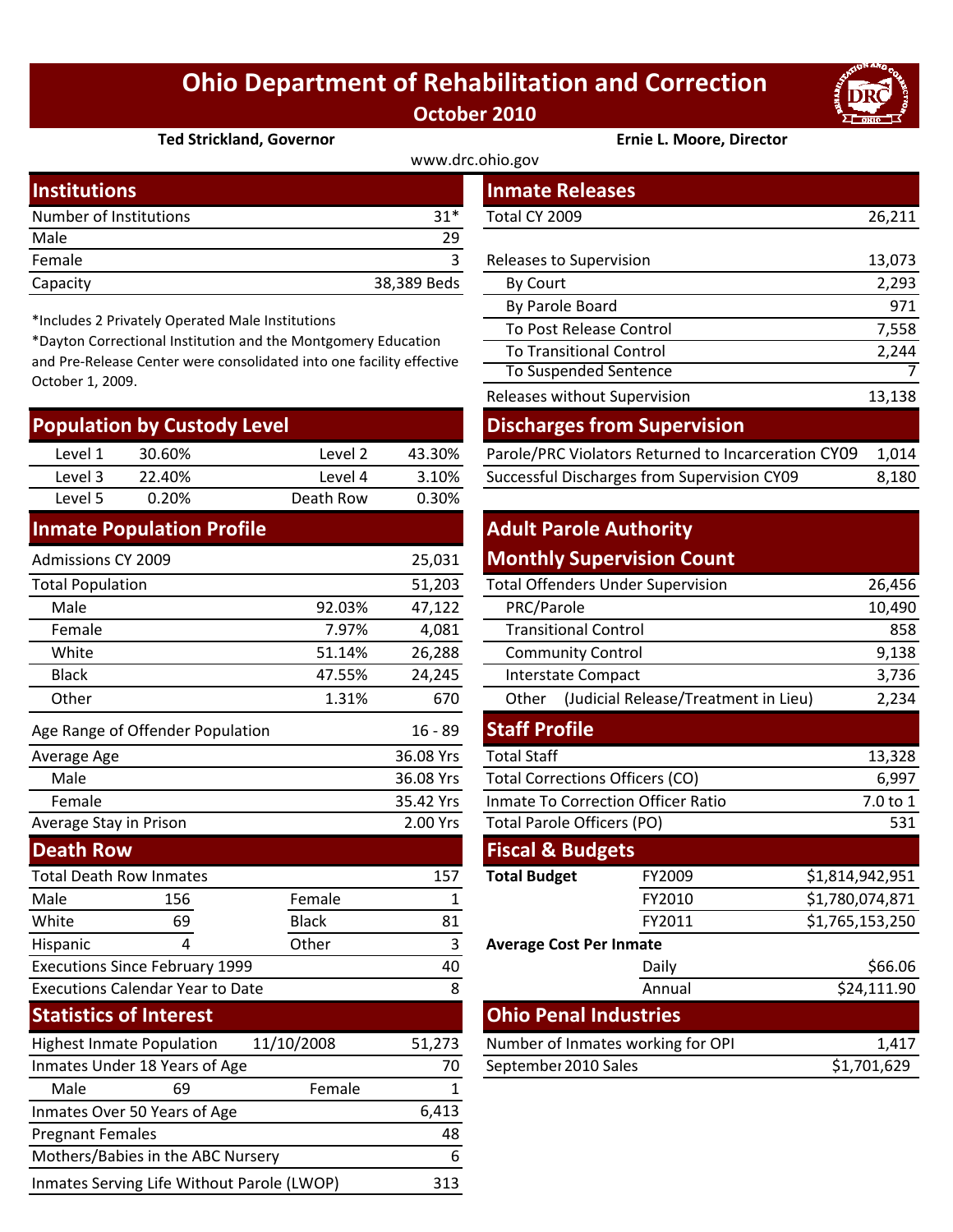# Ohio Department of Rehabilitation and Correction

## October 2010

**Ted Strickland, Governor** **Ernie L. Moore, Director**

www.drc.ohio.gov

## Institutions

| | |
|---|---|
| Number of Institutions | 31* |
| Male | 29 |
| Female | 3 |
| Capacity | 38,389 Beds |

*Includes 2 Privately Operated Male Institutions

*Dayton Correctional Institution and the Montgomery Education and Pre-Release Center were consolidated into one facility effective October 1, 2009.

## Population by Custody Level

| | | | |
|---|---|---|---|
| Level 1 | 30.60% | Level 2 | 43.30% |
| Level 3 | 22.40% | Level 4 | 3.10% |
| Level 5 | 0.20% | Death Row | 0.30% |

## Inmate Population Profile

| | | |
|---|---|---|
| Admissions CY 2009 | | 25,031 |
| Total Population | | 51,203 |
| Male | 92.03% | 47,122 |
| Female | 7.97% | 4,081 |
| White | 51.14% | 26,288 |
| Black | 47.55% | 24,245 |
| Other | 1.31% | 670 |
| Age Range of Offender Population | | 16 - 89 |
| Average Age | | 36.08 Yrs |
| Male | | 36.08 Yrs |
| Female | | 35.42 Yrs |
| Average Stay in Prison | | 2.00 Yrs |

## Death Row

| | | | |
|---|---|---|---|
| Total Death Row Inmates | | | 157 |
| Male | 156 | Female | 1 |
| White | 69 | Black | 81 |
| Hispanic | 4 | Other | 3 |
| Executions Since February 1999 | | | 40 |
| Executions Calendar Year to Date | | | 8 |

## Statistics of Interest

| | | | |
|---|---|---|---|
| Highest Inmate Population | 11/10/2008 | | 51,273 |
| Inmates Under 18 Years of Age | | | 70 |
| Male | 69 | Female | 1 |
| Inmates Over 50 Years of Age | | | 6,413 |
| Pregnant Females | | | 48 |
| Mothers/Babies in the ABC Nursery | | | 6 |
| Inmates Serving Life Without Parole (LWOP) | | | 313 |

## Inmate Releases

| | |
|---|---|
| Total CY 2009 | 26,211 |
| Releases to Supervision | 13,073 |
| By Court | 2,293 |
| By Parole Board | 971 |
| To Post Release Control | 7,558 |
| To Transitional Control | 2,244 |
| To Suspended Sentence | 7 |
| Releases without Supervision | 13,138 |

## Discharges from Supervision

| | |
|---|---|
| Parole/PRC Violators Returned to Incarceration CY09 | 1,014 |
| Successful Discharges from Supervision CY09 | 8,180 |

## Adult Parole Authority Monthly Supervision Count

| | |
|---|---|
| Total Offenders Under Supervision | 26,456 |
| PRC/Parole | 10,490 |
| Transitional Control | 858 |
| Community Control | 9,138 |
| Interstate Compact | 3,736 |
| Other (Judicial Release/Treatment in Lieu) | 2,234 |

## Staff Profile

| | |
|---|---|
| Total Staff | 13,328 |
| Total Corrections Officers (CO) | 6,997 |
| Inmate To Correction Officer Ratio | 7.0 to 1 |
| Total Parole Officers (PO) | 531 |

## Fiscal & Budgets

| | | |
|---|---|---|
| **Total Budget** | FY2009 | $1,814,942,951 |
| | FY2010 | $1,780,074,871 |
| | FY2011 | $1,765,153,250 |
| **Average Cost Per Inmate** | | |
| | Daily | $66.06 |
| | Annual | $24,111.90 |

## Ohio Penal Industries

| | |
|---|---|
| Number of Inmates working for OPI | 1,417 |
| September 2010 Sales | $1,701,629 |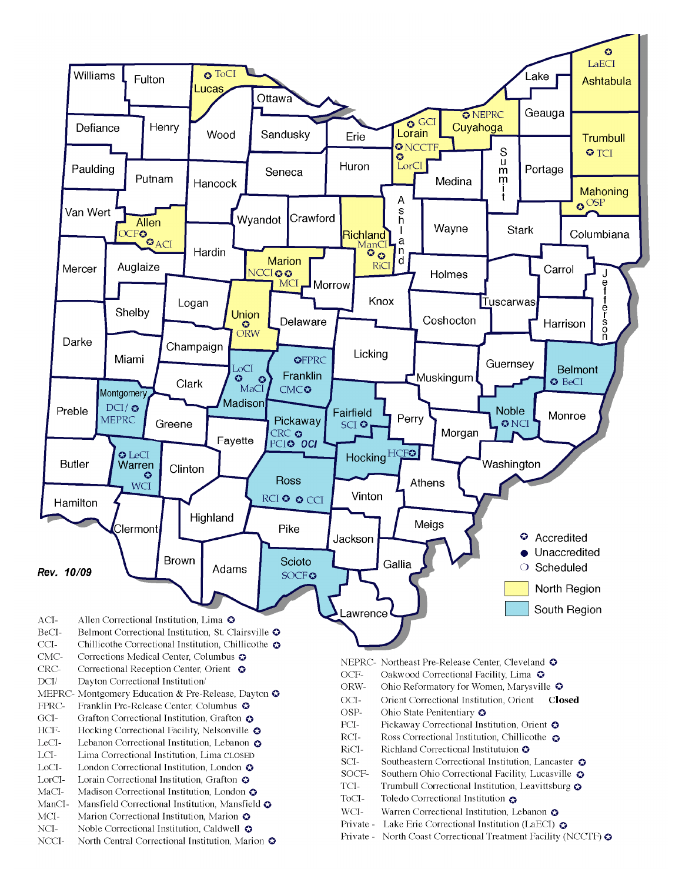Rev. 10/09

- Accredited
- Unaccredited
- Scheduled
- North Region
- South Region

ACI- Allen Correctional Institution, Lima
BeCI- Belmont Correctional Institution, St. Clairsville
CCI- Chillicothe Correctional Institution, Chillicothe
CMC- Corrections Medical Center, Columbus
CRC- Correctional Reception Center, Orient
DCI/ Dayton Correctional Institution/
MEPRC- Montgomery Education & Pre-Release, Dayton
FPRC- Franklin Pre-Release Center, Columbus
GCI- Grafton Correctional Institution, Grafton
HCF- Hocking Correctional Facility, Nelsonville
LeCI- Lebanon Correctional Institution, Lebanon
LCI- Lima Correctional Institution, Lima CLOSED
LoCI- London Correctional Institution, London
LorCI- Lorain Correctional Institution, Grafton
MaCI- Madison Correctional Institution, London
ManCI- Mansfield Correctional Institution, Mansfield
MCI- Marion Correctional Institution, Marion
NCI- Noble Correctional Institution, Caldwell
NCCI- North Central Correctional Institution, Marion
NEPRC- Northeast Pre-Release Center, Cleveland
OCF- Oakwood Correctional Facility, Lima
ORW- Ohio Reformatory for Women, Marysville
OCI- Orient Correctional Institution, Orient **Closed**
OSP- Ohio State Penitentiary
PCI- Pickaway Correctional Institution, Orient
RCI- Ross Correctional Institution, Chillicothe
RiCI- Richland Correctional Instituduon
SCI- Southeastern Correctional Institution, Lancaster
SOCF- Southern Ohio Correctional Facility, Lucasville
TCI- Trumbull Correctional Institution, Leavittsburg
ToCI- Toledo Correctional Institution
WCI- Warren Correctional Institution, Lebanon
Private - Lake Erie Correctional Institution (LaECI)
Private - North Coast Correctional Treatment Facility (NCCTF)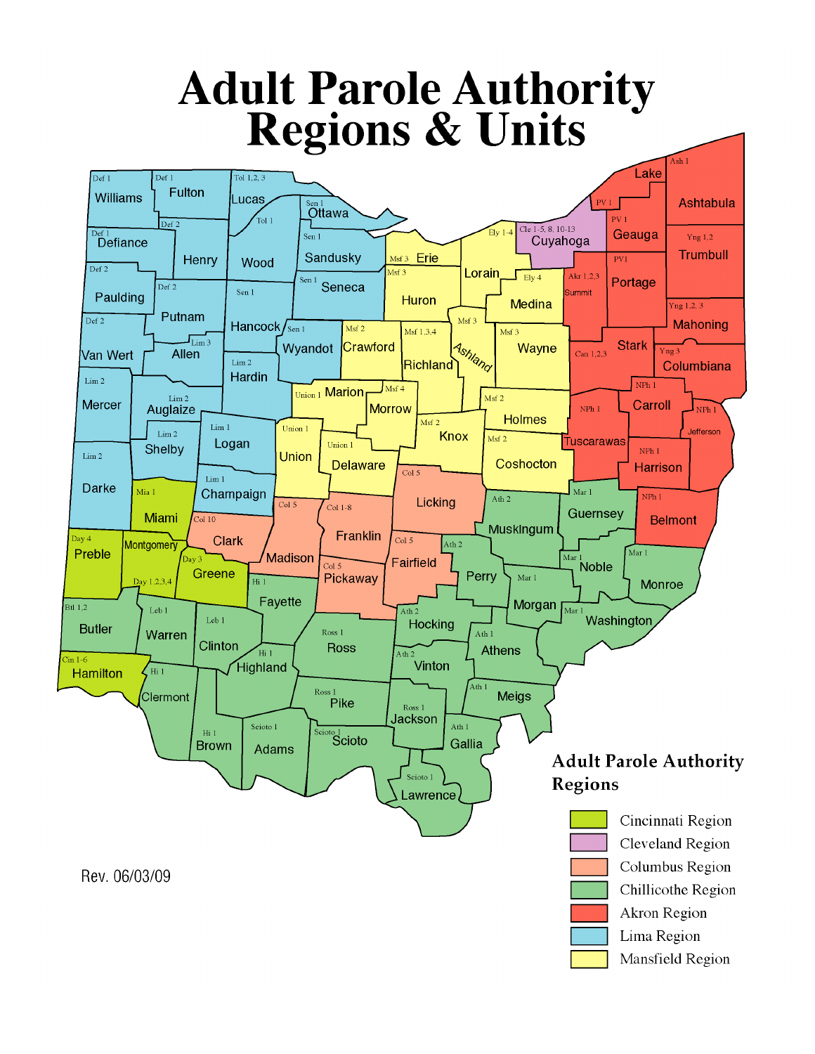# Adult Parole Authority Regions & Units

Def 1 Williams
Def 1 Fulton
Tol 1,2, 3 Lucas
Sen 1 Ottawa
Tol 1 Wood
Def 1 Defiance
Def 2 Henry
Sen 1 Sandusky
Msf 3 Erie
Ely 1-4 Lorain
Cle 1-5, 8, 10-13 Cuyahoga
PV 1 Lake
Ash 1 Ashtabula
PV 1 Geauga
Yng 1,2 Trumbull
Def 2 Paulding
Def 2 Putnam
Sen 1 Hancock
Sen 1 Seneca
Msf 3 Huron
Ely 4 Medina
Akr 1,2,3 Summit
PV1 Portage
Yng 1, 2, 3 Mahoning
Def 2 Van Wert
Lim 3 Allen
Sen 1 Wyandot
Msf 2 Crawford
Msf 1,3,4 Richland
Msf 3 Ashland
Msf 3 Wayne
Can 1,2,3 Stark
Yng 3 Columbiana
Lim 2 Mercer
Lim 2 Auglaize
Lim 2 Hardin
Union 1 Marion
Msf 4 Morrow
Msf 2 Holmes
NPh 1 Carroll
NPh 1 Tuscarawas
NPh 1 Jefferson
Lim 2 Shelby
Lim 1 Logan
Union 1 Union
Union 1 Delaware
Msf 2 Knox
Msf 2 Coshocton
NPh 1 Harrison
Lim 2 Darke
Mia 1 Miami
Lim 1 Champaign
Col 5 Licking
Ath 2 Muskingum
Mar 1 Guernsey
NPh 1 Belmont
Day 4 Preble
Montgomery
Col 10 Clark
Col 5 Madison
Col 1-8 Franklin
Col 5 Fairfield
Ath 2 Perry
Mar 1 Noble
Mar 1 Monroe
Day 3 Greene
Day 1,2,3,4
Col 5 Pickaway
Mar 1 Morgan
Mar 1 Washington
Hi 1 Fayette
Btl 1,2 Butler
Leb 1 Warren
Leb 1 Clinton
Ath 2 Hocking
Ath 1 Athens
Cin 1-6 Hamilton
Hi 1 Highland
Ross 1 Ross
Ath 2 Vinton
Ath 1 Meigs
Hi 1 Clermont
Hi 1 Brown
Scioto 1 Adams
Ross 1 Pike
Ross 1 Jackson
Scioto 1 Scioto
Ath 1 Gallia
Scioto 1 Lawrence

## Adult Parole Authority Regions

- Cincinnati Region
- Cleveland Region
- Columbus Region
- Chillicothe Region
- Akron Region
- Lima Region
- Mansfield Region

Rev. 06/03/09